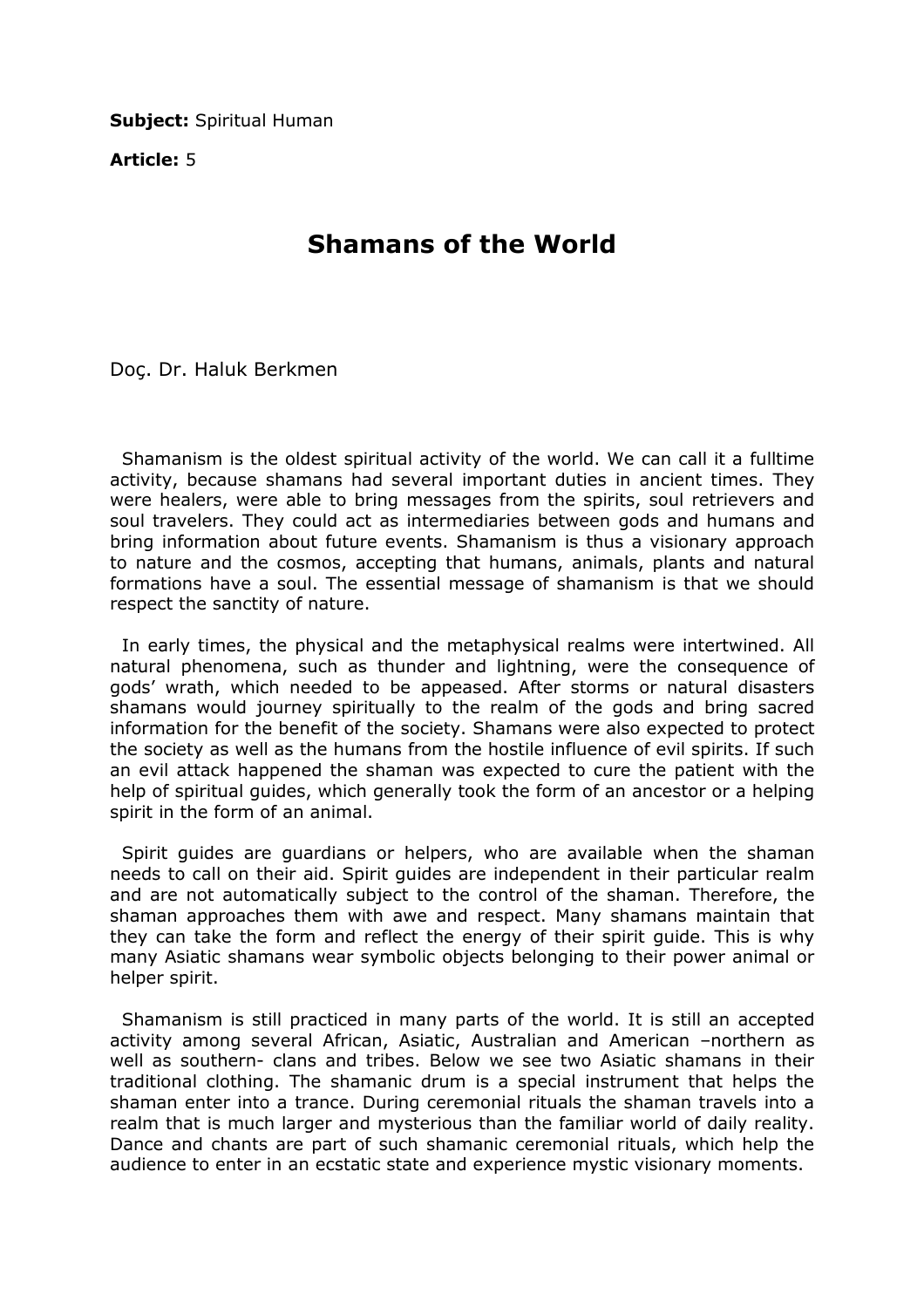**Subject:** Spiritual Human

**Article:** 5

# Shamans of the World

Doç. Dr. Haluk Berkmen

Shamanism is the oldest spiritual activity of the world. We can call it a fulltime activity, because shamans had several important duties in ancient times. They were healers, were able to bring messages from the spirits, soul retrievers and soul travelers. They could act as intermediaries between gods and humans and bring information about future events. Shamanism is thus a visionary approach to nature and the cosmos, accepting that humans, animals, plants and natural formations have a soul. The essential message of shamanism is that we should respect the sanctity of nature.

In early times, the physical and the metaphysical realms were intertwined. All natural phenomena, such as thunder and lightning, were the consequence of gods' wrath, which needed to be appeased. After storms or natural disasters shamans would journey spiritually to the realm of the gods and bring sacred information for the benefit of the society. Shamans were also expected to protect the society as well as the humans from the hostile influence of evil spirits. If such an evil attack happened the shaman was expected to cure the patient with the help of spiritual guides, which generally took the form of an ancestor or a helping spirit in the form of an animal.

Spirit guides are guardians or helpers, who are available when the shaman needs to call on their aid. Spirit guides are independent in their particular realm and are not automatically subject to the control of the shaman. Therefore, the shaman approaches them with awe and respect. Many shamans maintain that they can take the form and reflect the energy of their spirit guide. This is why many Asiatic shamans wear symbolic objects belonging to their power animal or helper spirit.

Shamanism is still practiced in many parts of the world. It is still an accepted activity among several African, Asiatic, Australian and American –northern as well as southern- clans and tribes. Below we see two Asiatic shamans in their traditional clothing. The shamanic drum is a special instrument that helps the shaman enter into a trance. During ceremonial rituals the shaman travels into a realm that is much larger and mysterious than the familiar world of daily reality. Dance and chants are part of such shamanic ceremonial rituals, which help the audience to enter in an ecstatic state and experience mystic visionary moments.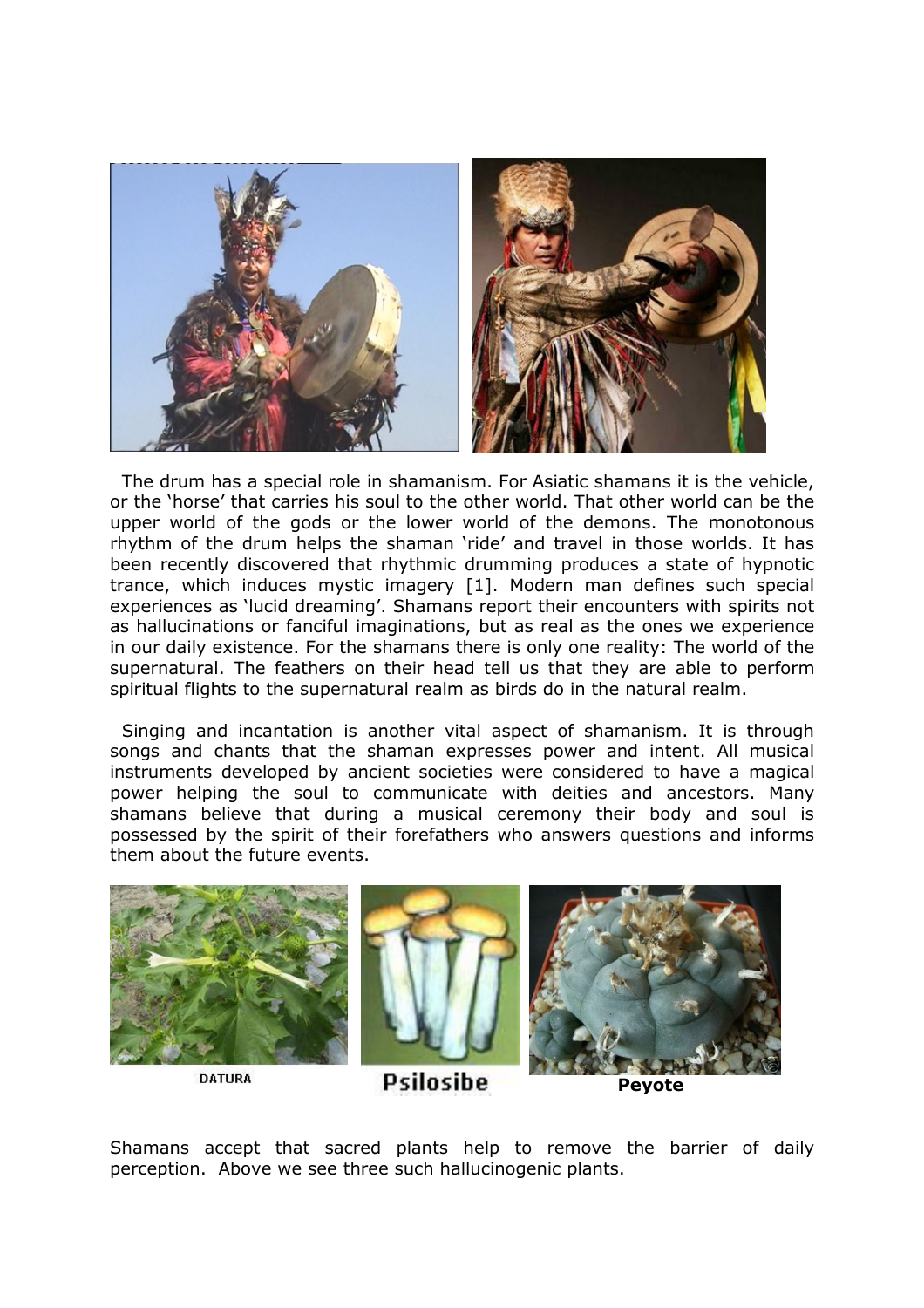The drum has a special role in shamanism. For Asiatic shamans it is the vehicle, or the 'horse' that carries his soul to the other world. That other world can be the upper world of the gods or the lower world of the demons. The monotonous rhythm of the drum helps the shaman 'ride' and travel in those worlds. It has been recently discovered that rhythmic drumming produces a state of hypnotic trance, which induces mystic imagery [1]. Modern man defines such special experiences as 'lucid dreaming'. Shamans report their encounters with spirits not as hallucinations or fanciful imaginations, but as real as the ones we experience in our daily existence. For the shamans there is only one reality: The world of the supernatural. The feathers on their head tell us that they are able to perform spiritual flights to the supernatural realm as birds do in the natural realm.

Singing and incantation is another vital aspect of shamanism. It is through songs and chants that the shaman expresses power and intent. All musical instruments developed by ancient societies were considered to have a magical power helping the soul to communicate with deities and ancestors. Many shamans believe that during a musical ceremony their body and soul is possessed by the spirit of their forefathers who answers questions and informs them about the future events.

DATURA

**Psilosibe**

**Peyote**

Shamans accept that sacred plants help to remove the barrier of daily perception. Above we see three such hallucinogenic plants.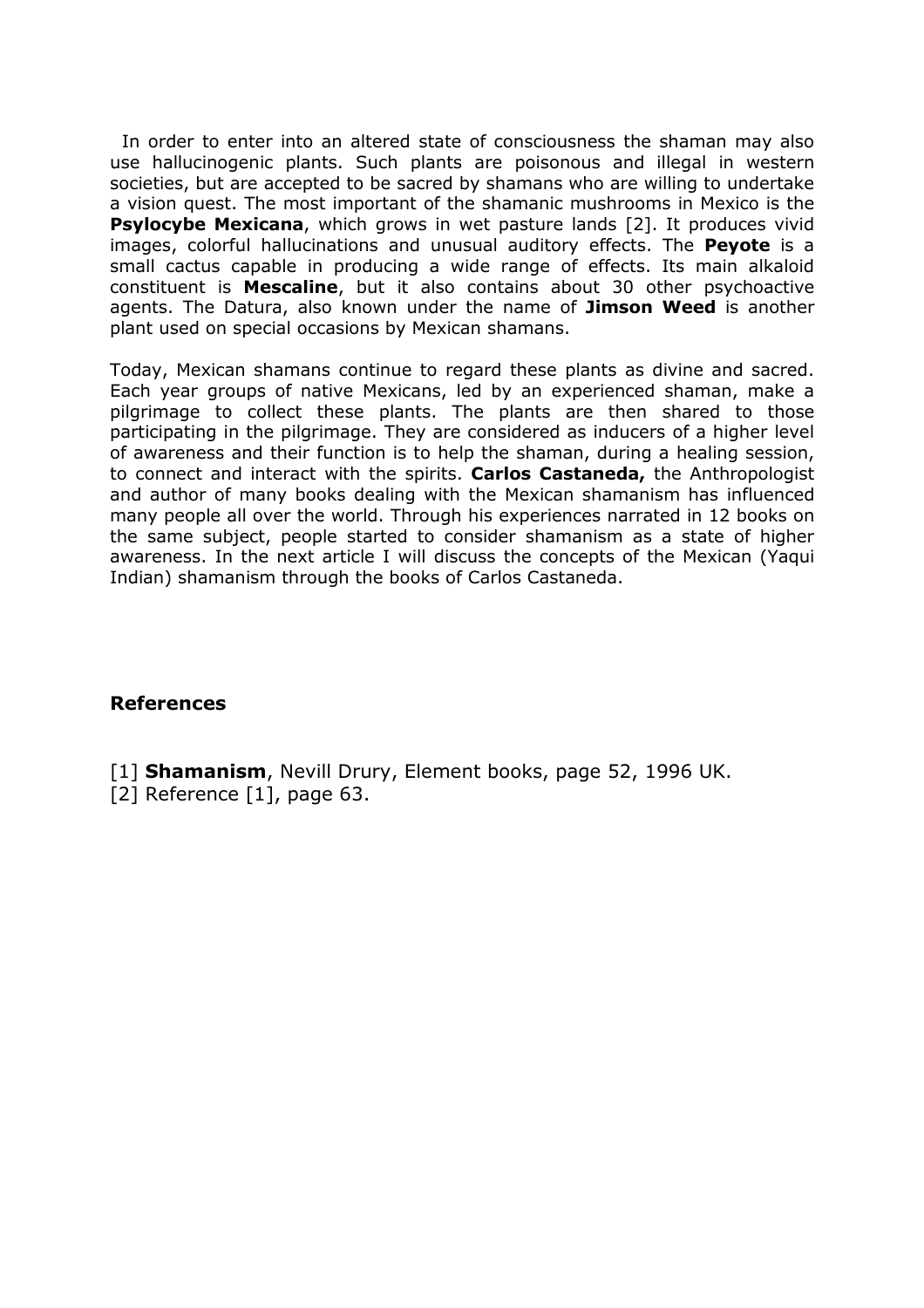In order to enter into an altered state of consciousness the shaman may also use hallucinogenic plants. Such plants are poisonous and illegal in western societies, but are accepted to be sacred by shamans who are willing to undertake a vision quest. The most important of the shamanic mushrooms in Mexico is the **Psylocybe Mexicana**, which grows in wet pasture lands [2]. It produces vivid images, colorful hallucinations and unusual auditory effects. The **Peyote** is a small cactus capable in producing a wide range of effects. Its main alkaloid constituent is **Mescaline**, but it also contains about 30 other psychoactive agents. The Datura, also known under the name of **Jimson Weed** is another plant used on special occasions by Mexican shamans.

Today, Mexican shamans continue to regard these plants as divine and sacred. Each year groups of native Mexicans, led by an experienced shaman, make a pilgrimage to collect these plants. The plants are then shared to those participating in the pilgrimage. They are considered as inducers of a higher level of awareness and their function is to help the shaman, during a healing session, to connect and interact with the spirits. **Carlos Castaneda,** the Anthropologist and author of many books dealing with the Mexican shamanism has influenced many people all over the world. Through his experiences narrated in 12 books on the same subject, people started to consider shamanism as a state of higher awareness. In the next article I will discuss the concepts of the Mexican (Yaqui Indian) shamanism through the books of Carlos Castaneda.

## References

[1] **Shamanism**, Nevill Drury, Element books, page 52, 1996 UK.
[2] Reference [1], page 63.